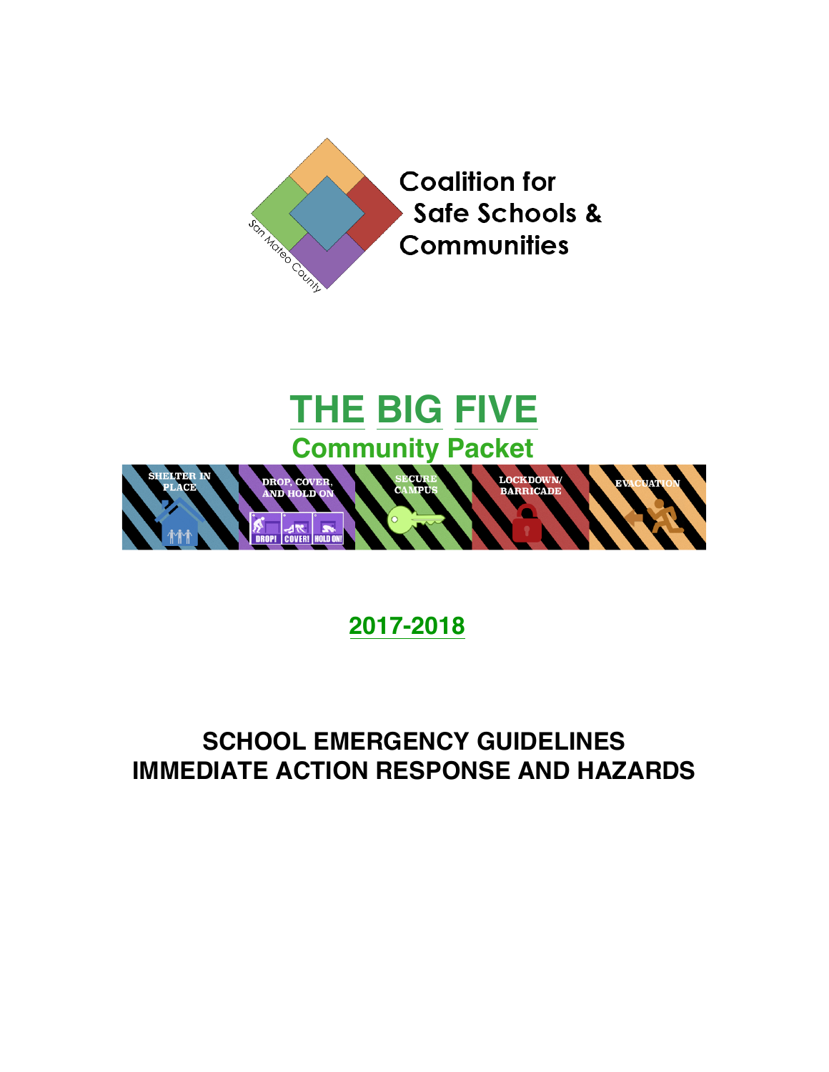Coalition for Safe Schools & Communities

San Mateo County

# THE BIG FIVE

## Community Packet

SHELTER IN PLACE | DROP, COVER, AND HOLD ON | SECURE CAMPUS | LOCKDOWN/ BARRICADE | EVACUATION

DROP! COVER! HOLD ON!

**2017-2018**

## SCHOOL EMERGENCY GUIDELINES
## IMMEDIATE ACTION RESPONSE AND HAZARDS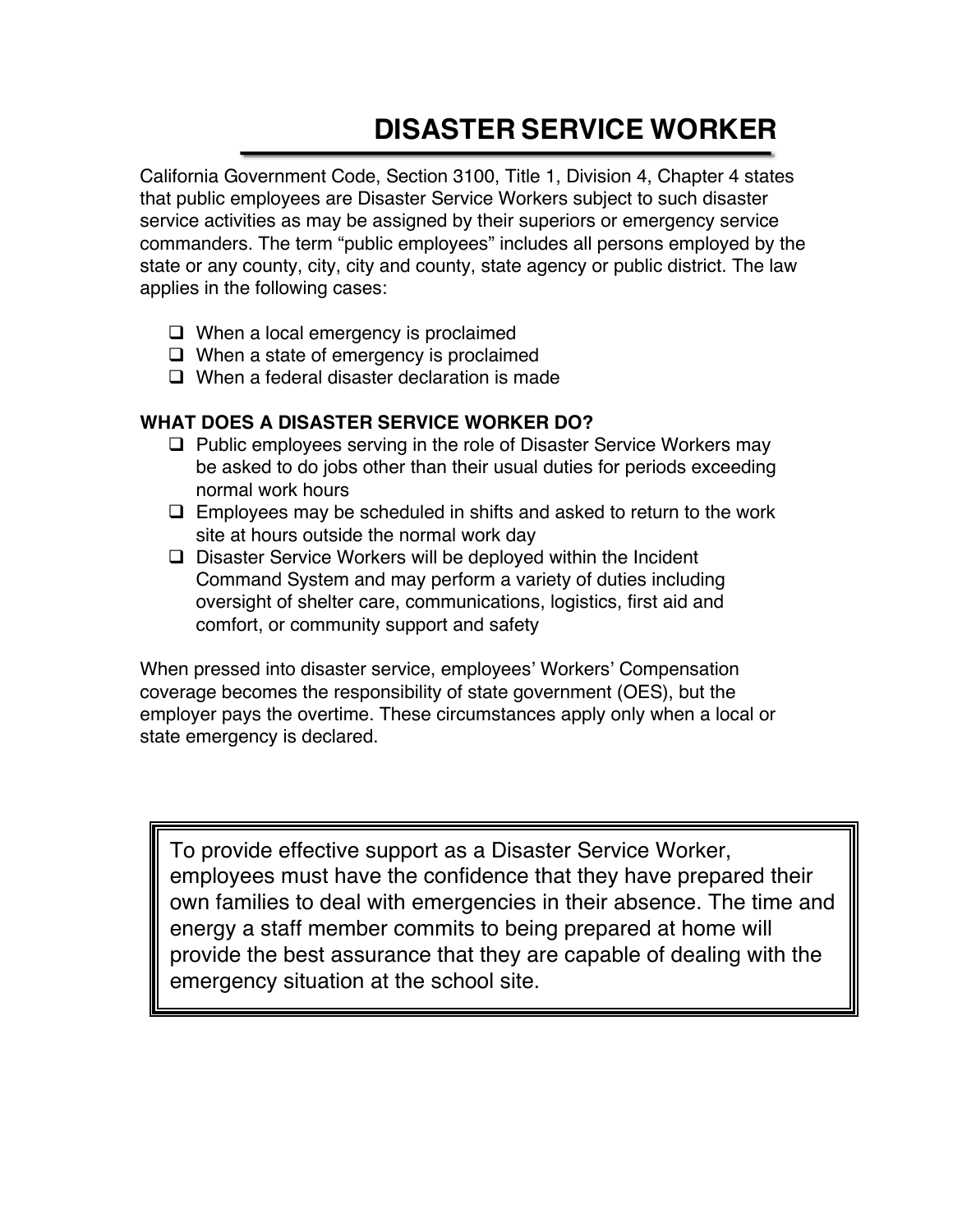# DISASTER SERVICE WORKER

California Government Code, Section 3100, Title 1, Division 4, Chapter 4 states that public employees are Disaster Service Workers subject to such disaster service activities as may be assigned by their superiors or emergency service commanders. The term “public employees” includes all persons employed by the state or any county, city, city and county, state agency or public district. The law applies in the following cases:

- When a local emergency is proclaimed
- When a state of emergency is proclaimed
- When a federal disaster declaration is made

**WHAT DOES A DISASTER SERVICE WORKER DO?**

- Public employees serving in the role of Disaster Service Workers may be asked to do jobs other than their usual duties for periods exceeding normal work hours
- Employees may be scheduled in shifts and asked to return to the work site at hours outside the normal work day
- Disaster Service Workers will be deployed within the Incident Command System and may perform a variety of duties including oversight of shelter care, communications, logistics, first aid and comfort, or community support and safety

When pressed into disaster service, employees’ Workers’ Compensation coverage becomes the responsibility of state government (OES), but the employer pays the overtime. These circumstances apply only when a local or state emergency is declared.

> To provide effective support as a Disaster Service Worker, employees must have the confidence that they have prepared their own families to deal with emergencies in their absence. The time and energy a staff member commits to being prepared at home will provide the best assurance that they are capable of dealing with the emergency situation at the school site.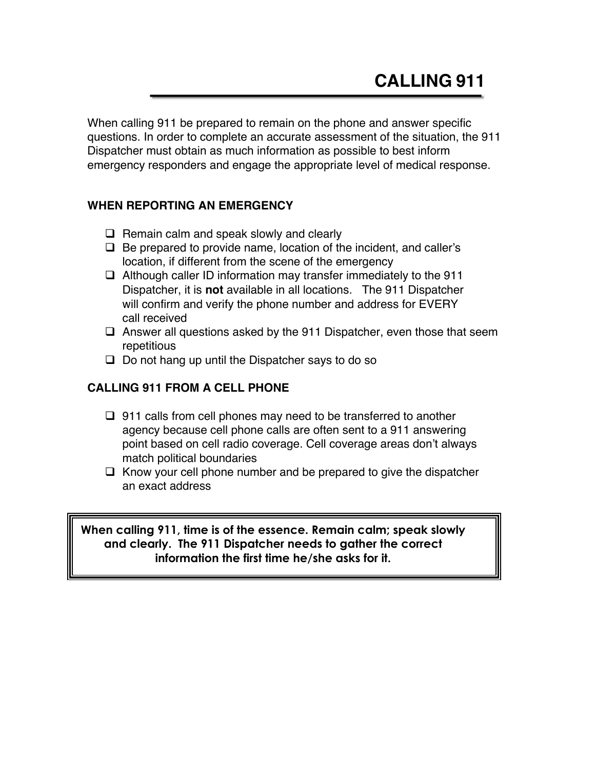# CALLING 911

When calling 911 be prepared to remain on the phone and answer specific questions. In order to complete an accurate assessment of the situation, the 911 Dispatcher must obtain as much information as possible to best inform emergency responders and engage the appropriate level of medical response.

## WHEN REPORTING AN EMERGENCY

- Remain calm and speak slowly and clearly
- Be prepared to provide name, location of the incident, and caller's location, if different from the scene of the emergency
- Although caller ID information may transfer immediately to the 911 Dispatcher, it is **not** available in all locations. The 911 Dispatcher will confirm and verify the phone number and address for EVERY call received
- Answer all questions asked by the 911 Dispatcher, even those that seem repetitious
- Do not hang up until the Dispatcher says to do so

## CALLING 911 FROM A CELL PHONE

- 911 calls from cell phones may need to be transferred to another agency because cell phone calls are often sent to a 911 answering point based on cell radio coverage. Cell coverage areas don't always match political boundaries
- Know your cell phone number and be prepared to give the dispatcher an exact address

**When calling 911, time is of the essence. Remain calm; speak slowly and clearly. The 911 Dispatcher needs to gather the correct information the first time he/she asks for it.**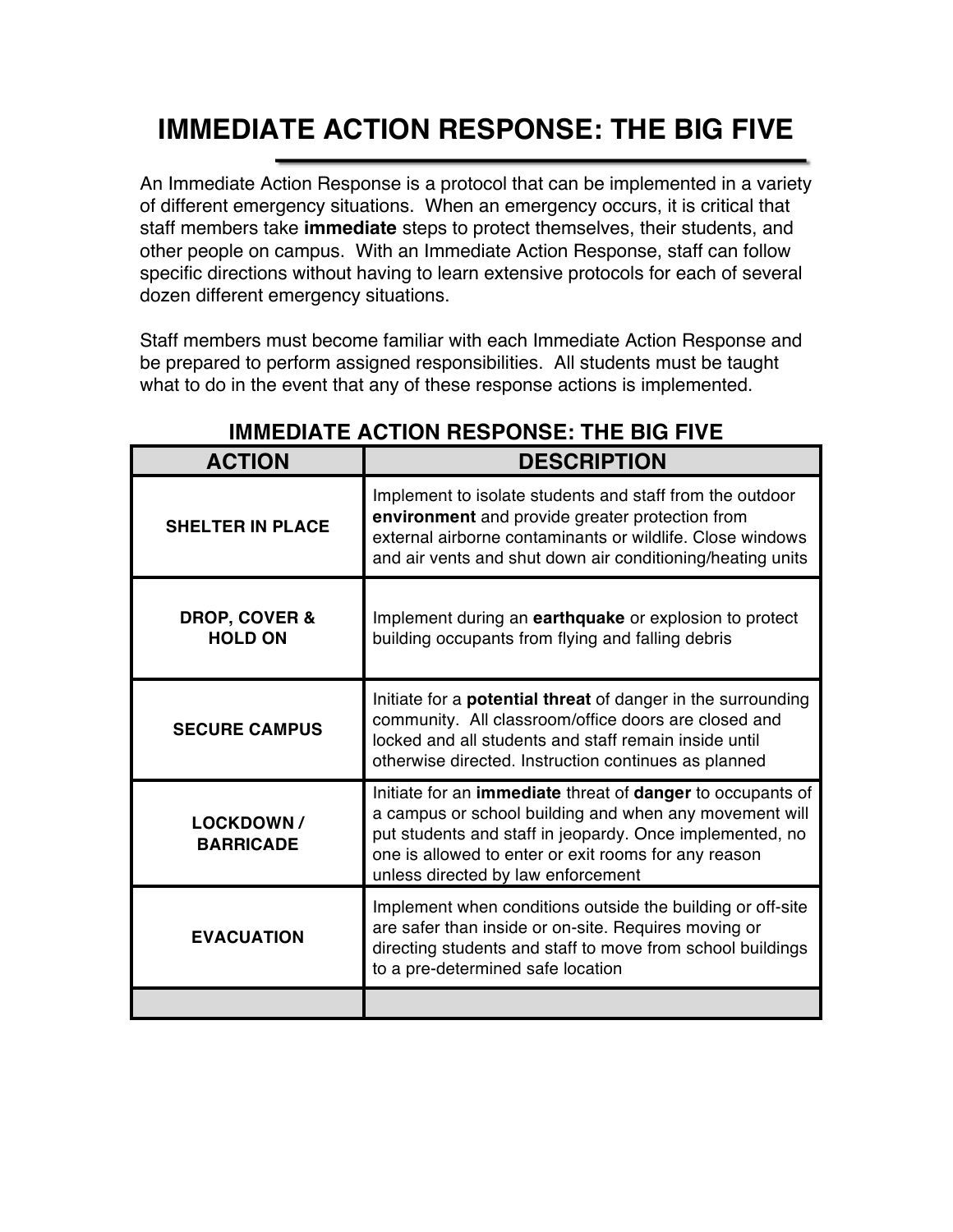# IMMEDIATE ACTION RESPONSE: THE BIG FIVE

An Immediate Action Response is a protocol that can be implemented in a variety of different emergency situations. When an emergency occurs, it is critical that staff members take **immediate** steps to protect themselves, their students, and other people on campus. With an Immediate Action Response, staff can follow specific directions without having to learn extensive protocols for each of several dozen different emergency situations.

Staff members must become familiar with each Immediate Action Response and be prepared to perform assigned responsibilities. All students must be taught what to do in the event that any of these response actions is implemented.

## IMMEDIATE ACTION RESPONSE: THE BIG FIVE

| ACTION | DESCRIPTION |
|---|---|
| **SHELTER IN PLACE** | Implement to isolate students and staff from the outdoor **environment** and provide greater protection from external airborne contaminants or wildlife. Close windows and air vents and shut down air conditioning/heating units |
| **DROP, COVER & HOLD ON** | Implement during an **earthquake** or explosion to protect building occupants from flying and falling debris |
| **SECURE CAMPUS** | Initiate for a **potential threat** of danger in the surrounding community. All classroom/office doors are closed and locked and all students and staff remain inside until otherwise directed. Instruction continues as planned |
| **LOCKDOWN / BARRICADE** | Initiate for an **immediate** threat of **danger** to occupants of a campus or school building and when any movement will put students and staff in jeopardy. Once implemented, no one is allowed to enter or exit rooms for any reason unless directed by law enforcement |
| **EVACUATION** | Implement when conditions outside the building or off-site are safer than inside or on-site. Requires moving or directing students and staff to move from school buildings to a pre-determined safe location |
| | |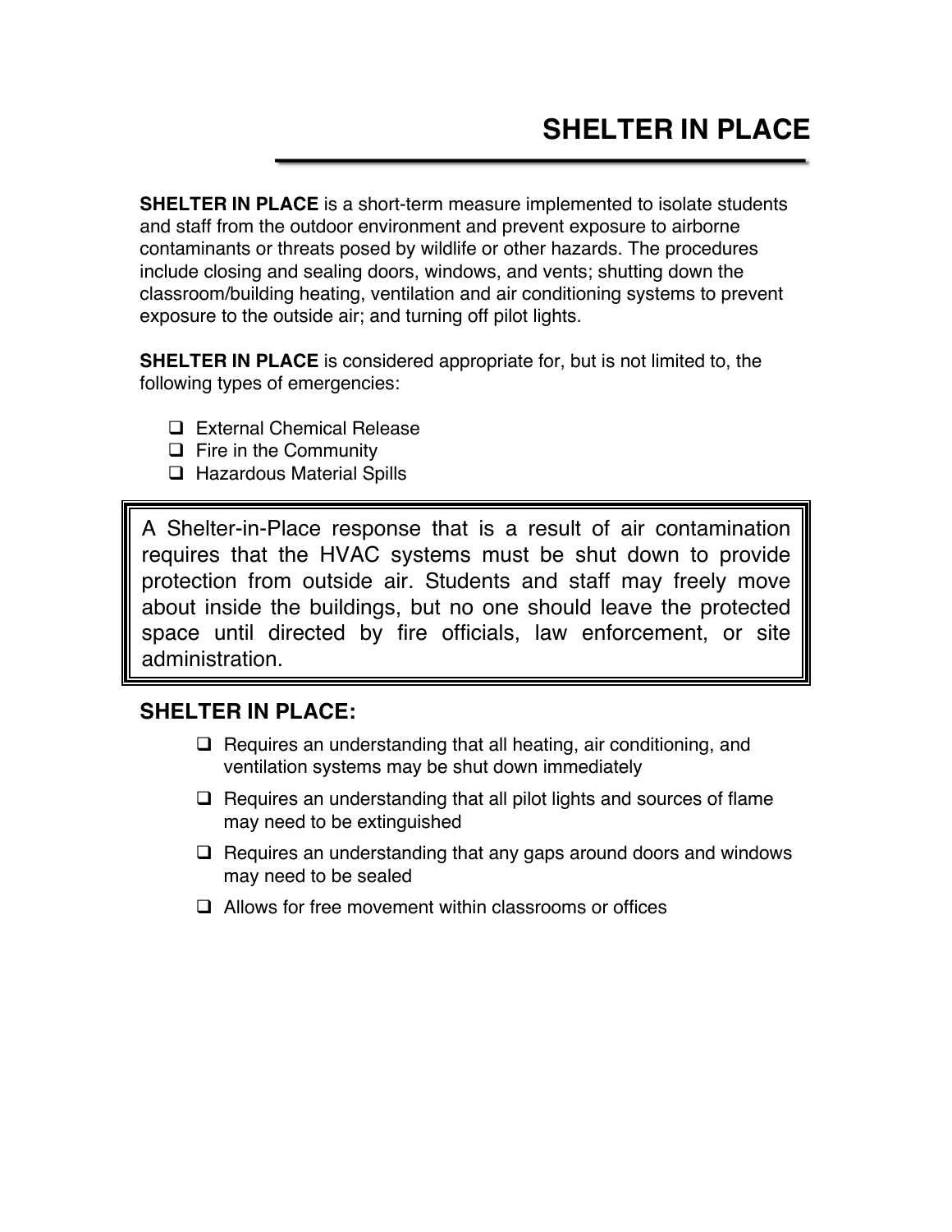# SHELTER IN PLACE

**SHELTER IN PLACE** is a short-term measure implemented to isolate students and staff from the outdoor environment and prevent exposure to airborne contaminants or threats posed by wildlife or other hazards. The procedures include closing and sealing doors, windows, and vents; shutting down the classroom/building heating, ventilation and air conditioning systems to prevent exposure to the outside air; and turning off pilot lights.

**SHELTER IN PLACE** is considered appropriate for, but is not limited to, the following types of emergencies:

- External Chemical Release
- Fire in the Community
- Hazardous Material Spills

> A Shelter-in-Place response that is a result of air contamination requires that the HVAC systems must be shut down to provide protection from outside air. Students and staff may freely move about inside the buildings, but no one should leave the protected space until directed by fire officials, law enforcement, or site administration.

## SHELTER IN PLACE:

- Requires an understanding that all heating, air conditioning, and ventilation systems may be shut down immediately
- Requires an understanding that all pilot lights and sources of flame may need to be extinguished
- Requires an understanding that any gaps around doors and windows may need to be sealed
- Allows for free movement within classrooms or offices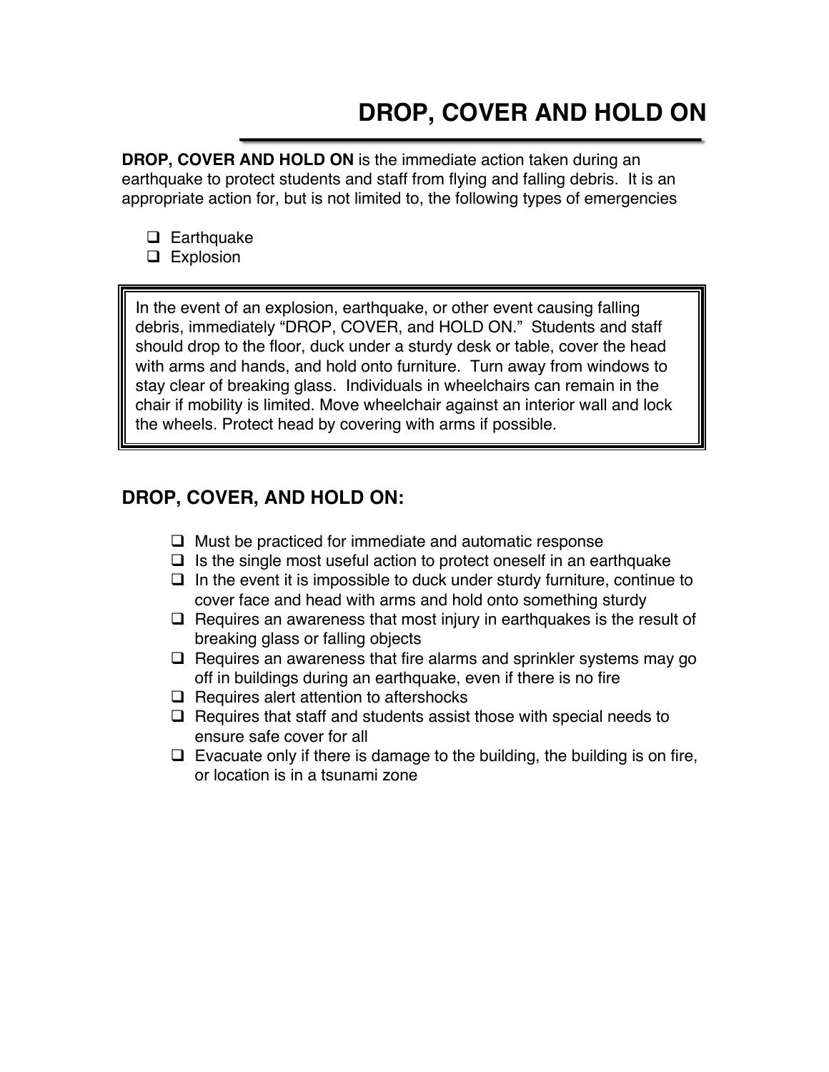# DROP, COVER AND HOLD ON

**DROP, COVER AND HOLD ON** is the immediate action taken during an earthquake to protect students and staff from flying and falling debris. It is an appropriate action for, but is not limited to, the following types of emergencies

- Earthquake
- Explosion

> In the event of an explosion, earthquake, or other event causing falling debris, immediately "DROP, COVER, and HOLD ON." Students and staff should drop to the floor, duck under a sturdy desk or table, cover the head with arms and hands, and hold onto furniture. Turn away from windows to stay clear of breaking glass. Individuals in wheelchairs can remain in the chair if mobility is limited. Move wheelchair against an interior wall and lock the wheels. Protect head by covering with arms if possible.

## DROP, COVER, AND HOLD ON:

- Must be practiced for immediate and automatic response
- Is the single most useful action to protect oneself in an earthquake
- In the event it is impossible to duck under sturdy furniture, continue to cover face and head with arms and hold onto something sturdy
- Requires an awareness that most injury in earthquakes is the result of breaking glass or falling objects
- Requires an awareness that fire alarms and sprinkler systems may go off in buildings during an earthquake, even if there is no fire
- Requires alert attention to aftershocks
- Requires that staff and students assist those with special needs to ensure safe cover for all
- Evacuate only if there is damage to the building, the building is on fire, or location is in a tsunami zone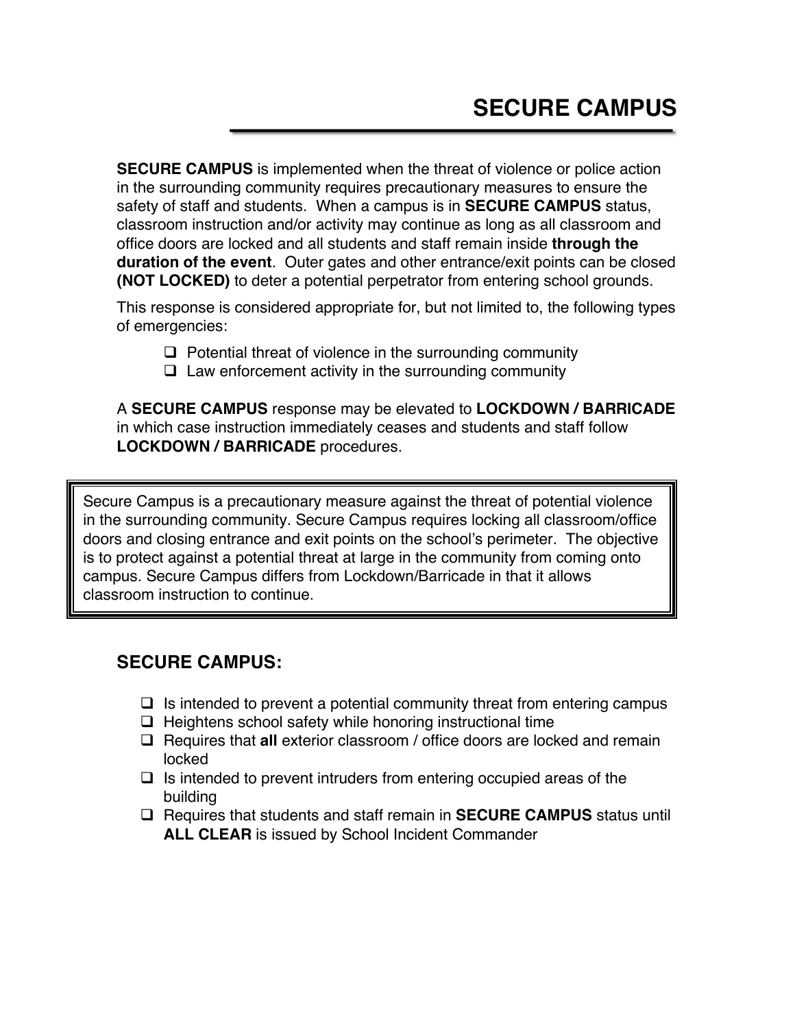# SECURE CAMPUS

**SECURE CAMPUS** is implemented when the threat of violence or police action in the surrounding community requires precautionary measures to ensure the safety of staff and students. When a campus is in **SECURE CAMPUS** status, classroom instruction and/or activity may continue as long as all classroom and office doors are locked and all students and staff remain inside **through the duration of the event**. Outer gates and other entrance/exit points can be closed **(NOT LOCKED)** to deter a potential perpetrator from entering school grounds.

This response is considered appropriate for, but not limited to, the following types of emergencies:

- Potential threat of violence in the surrounding community
- Law enforcement activity in the surrounding community

A **SECURE CAMPUS** response may be elevated to **LOCKDOWN / BARRICADE** in which case instruction immediately ceases and students and staff follow **LOCKDOWN / BARRICADE** procedures.

> Secure Campus is a precautionary measure against the threat of potential violence in the surrounding community. Secure Campus requires locking all classroom/office doors and closing entrance and exit points on the school's perimeter. The objective is to protect against a potential threat at large in the community from coming onto campus. Secure Campus differs from Lockdown/Barricade in that it allows classroom instruction to continue.

## SECURE CAMPUS:

- Is intended to prevent a potential community threat from entering campus
- Heightens school safety while honoring instructional time
- Requires that **all** exterior classroom / office doors are locked and remain locked
- Is intended to prevent intruders from entering occupied areas of the building
- Requires that students and staff remain in **SECURE CAMPUS** status until **ALL CLEAR** is issued by School Incident Commander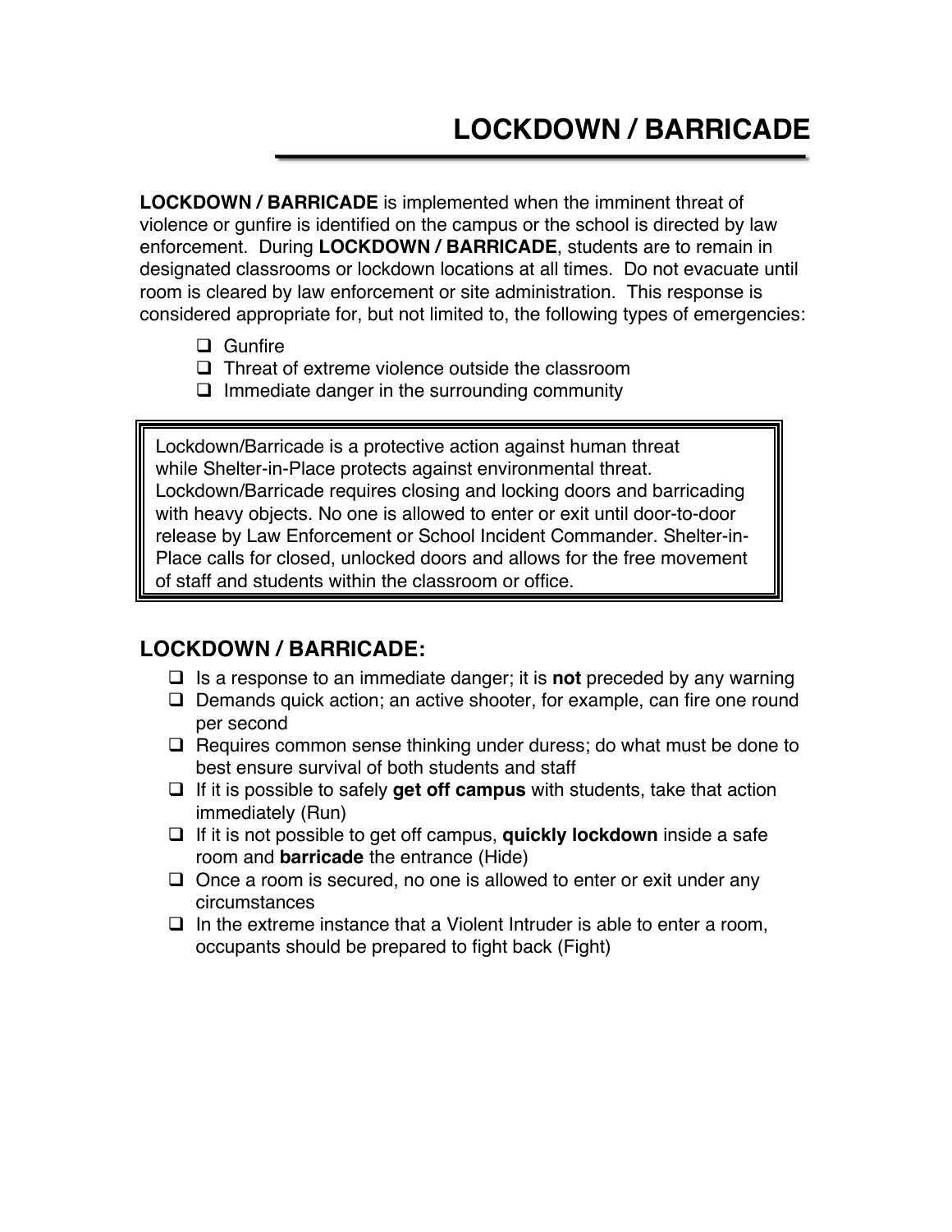# LOCKDOWN / BARRICADE

**LOCKDOWN / BARRICADE** is implemented when the imminent threat of violence or gunfire is identified on the campus or the school is directed by law enforcement. During **LOCKDOWN / BARRICADE**, students are to remain in designated classrooms or lockdown locations at all times. Do not evacuate until room is cleared by law enforcement or site administration. This response is considered appropriate for, but not limited to, the following types of emergencies:

- ❑ Gunfire
- ❑ Threat of extreme violence outside the classroom
- ❑ Immediate danger in the surrounding community

> Lockdown/Barricade is a protective action against human threat while Shelter-in-Place protects against environmental threat. Lockdown/Barricade requires closing and locking doors and barricading with heavy objects. No one is allowed to enter or exit until door-to-door release by Law Enforcement or School Incident Commander. Shelter-in-Place calls for closed, unlocked doors and allows for the free movement of staff and students within the classroom or office.

## LOCKDOWN / BARRICADE:

- ❑ Is a response to an immediate danger; it is **not** preceded by any warning
- ❑ Demands quick action; an active shooter, for example, can fire one round per second
- ❑ Requires common sense thinking under duress; do what must be done to best ensure survival of both students and staff
- ❑ If it is possible to safely **get off campus** with students, take that action immediately (Run)
- ❑ If it is not possible to get off campus, **quickly lockdown** inside a safe room and **barricade** the entrance (Hide)
- ❑ Once a room is secured, no one is allowed to enter or exit under any circumstances
- ❑ In the extreme instance that a Violent Intruder is able to enter a room, occupants should be prepared to fight back (Fight)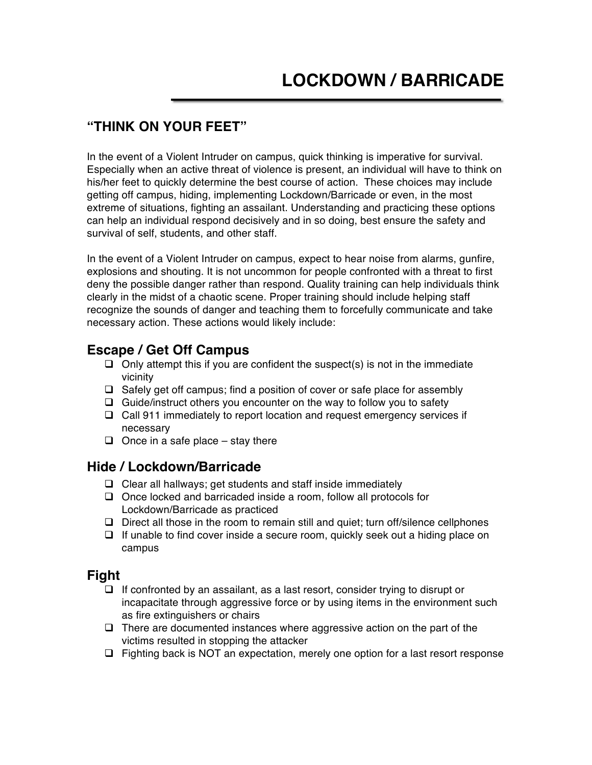# LOCKDOWN / BARRICADE

## "THINK ON YOUR FEET"

In the event of a Violent Intruder on campus, quick thinking is imperative for survival. Especially when an active threat of violence is present, an individual will have to think on his/her feet to quickly determine the best course of action. These choices may include getting off campus, hiding, implementing Lockdown/Barricade or even, in the most extreme of situations, fighting an assailant. Understanding and practicing these options can help an individual respond decisively and in so doing, best ensure the safety and survival of self, students, and other staff.

In the event of a Violent Intruder on campus, expect to hear noise from alarms, gunfire, explosions and shouting. It is not uncommon for people confronted with a threat to first deny the possible danger rather than respond. Quality training can help individuals think clearly in the midst of a chaotic scene. Proper training should include helping staff recognize the sounds of danger and teaching them to forcefully communicate and take necessary action. These actions would likely include:

### Escape / Get Off Campus

- [ ] Only attempt this if you are confident the suspect(s) is not in the immediate vicinity
- [ ] Safely get off campus; find a position of cover or safe place for assembly
- [ ] Guide/instruct others you encounter on the way to follow you to safety
- [ ] Call 911 immediately to report location and request emergency services if necessary
- [ ] Once in a safe place – stay there

### Hide / Lockdown/Barricade

- [ ] Clear all hallways; get students and staff inside immediately
- [ ] Once locked and barricaded inside a room, follow all protocols for Lockdown/Barricade as practiced
- [ ] Direct all those in the room to remain still and quiet; turn off/silence cellphones
- [ ] If unable to find cover inside a secure room, quickly seek out a hiding place on campus

### Fight

- [ ] If confronted by an assailant, as a last resort, consider trying to disrupt or incapacitate through aggressive force or by using items in the environment such as fire extinguishers or chairs
- [ ] There are documented instances where aggressive action on the part of the victims resulted in stopping the attacker
- [ ] Fighting back is NOT an expectation, merely one option for a last resort response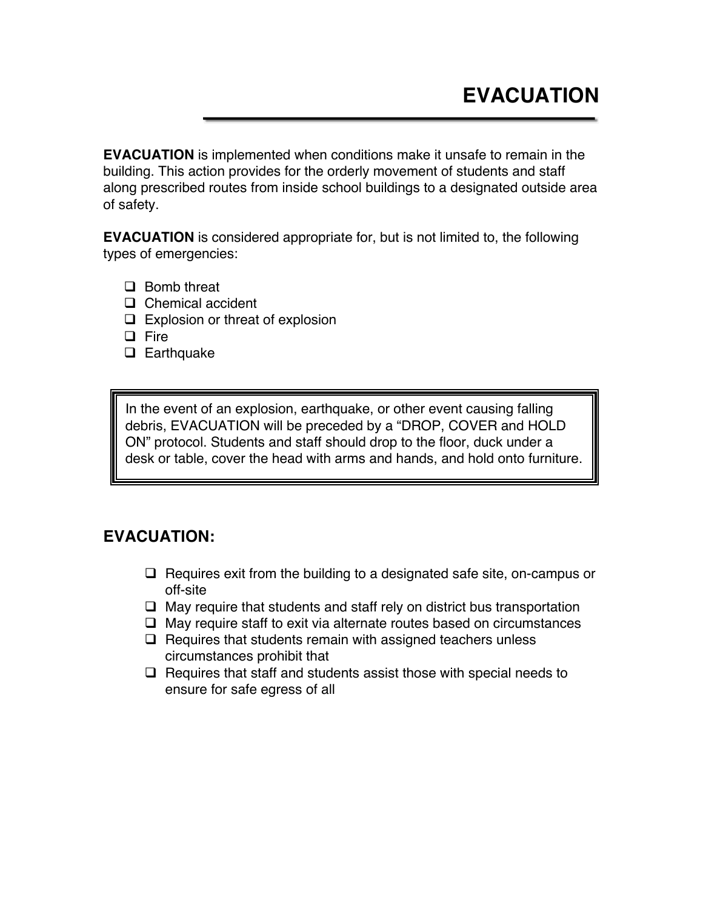# EVACUATION

**EVACUATION** is implemented when conditions make it unsafe to remain in the building. This action provides for the orderly movement of students and staff along prescribed routes from inside school buildings to a designated outside area of safety.

**EVACUATION** is considered appropriate for, but is not limited to, the following types of emergencies:

- Bomb threat
- Chemical accident
- Explosion or threat of explosion
- Fire
- Earthquake

> In the event of an explosion, earthquake, or other event causing falling debris, EVACUATION will be preceded by a "DROP, COVER and HOLD ON" protocol. Students and staff should drop to the floor, duck under a desk or table, cover the head with arms and hands, and hold onto furniture.

## EVACUATION:

- Requires exit from the building to a designated safe site, on-campus or off-site
- May require that students and staff rely on district bus transportation
- May require staff to exit via alternate routes based on circumstances
- Requires that students remain with assigned teachers unless circumstances prohibit that
- Requires that staff and students assist those with special needs to ensure for safe egress of all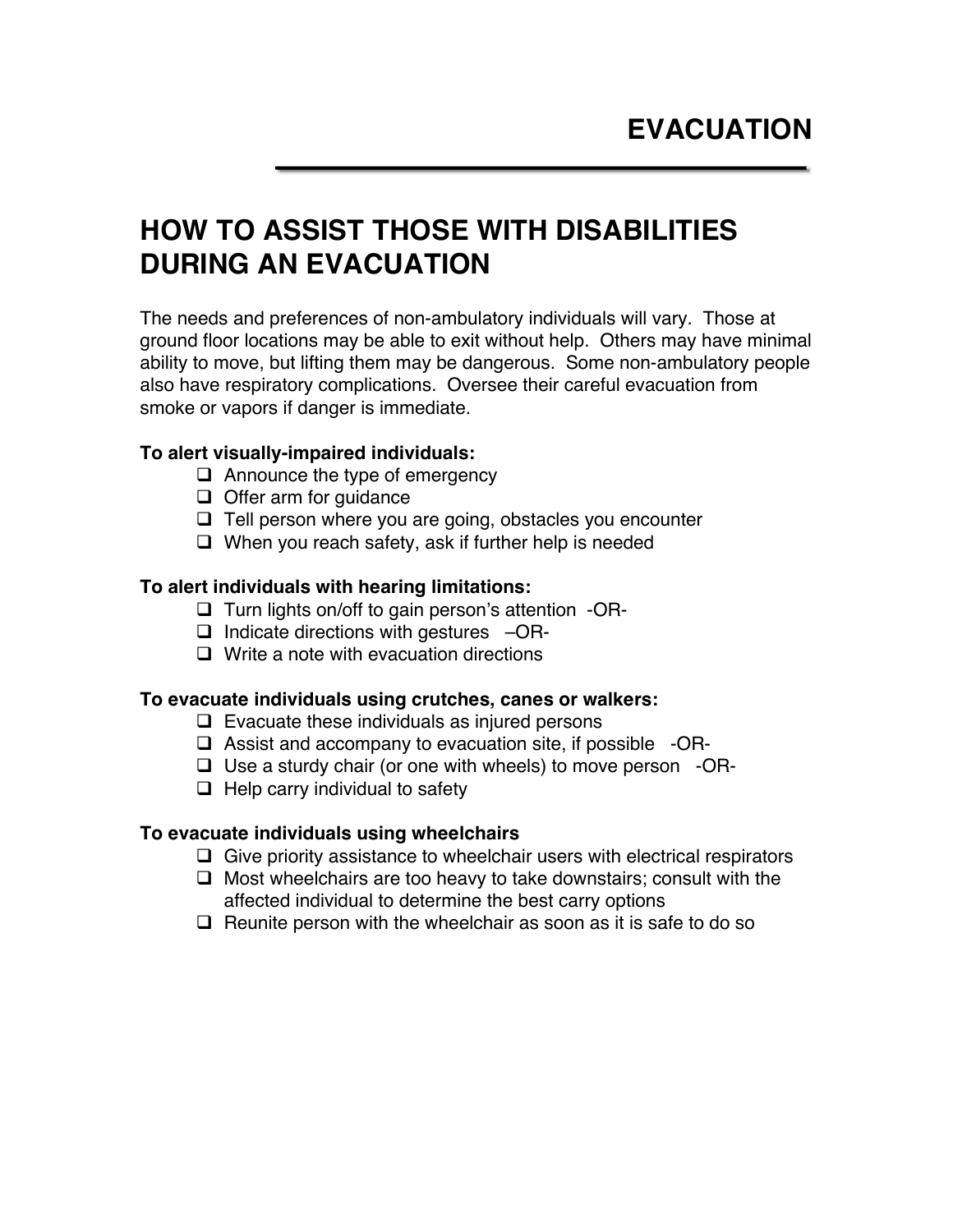# EVACUATION

## HOW TO ASSIST THOSE WITH DISABILITIES DURING AN EVACUATION

The needs and preferences of non-ambulatory individuals will vary. Those at ground floor locations may be able to exit without help. Others may have minimal ability to move, but lifting them may be dangerous. Some non-ambulatory people also have respiratory complications. Oversee their careful evacuation from smoke or vapors if danger is immediate.

**To alert visually-impaired individuals:**

- Announce the type of emergency
- Offer arm for guidance
- Tell person where you are going, obstacles you encounter
- When you reach safety, ask if further help is needed

**To alert individuals with hearing limitations:**

- Turn lights on/off to gain person's attention -OR-
- Indicate directions with gestures –OR-
- Write a note with evacuation directions

**To evacuate individuals using crutches, canes or walkers:**

- Evacuate these individuals as injured persons
- Assist and accompany to evacuation site, if possible -OR-
- Use a sturdy chair (or one with wheels) to move person -OR-
- Help carry individual to safety

**To evacuate individuals using wheelchairs**

- Give priority assistance to wheelchair users with electrical respirators
- Most wheelchairs are too heavy to take downstairs; consult with the affected individual to determine the best carry options
- Reunite person with the wheelchair as soon as it is safe to do so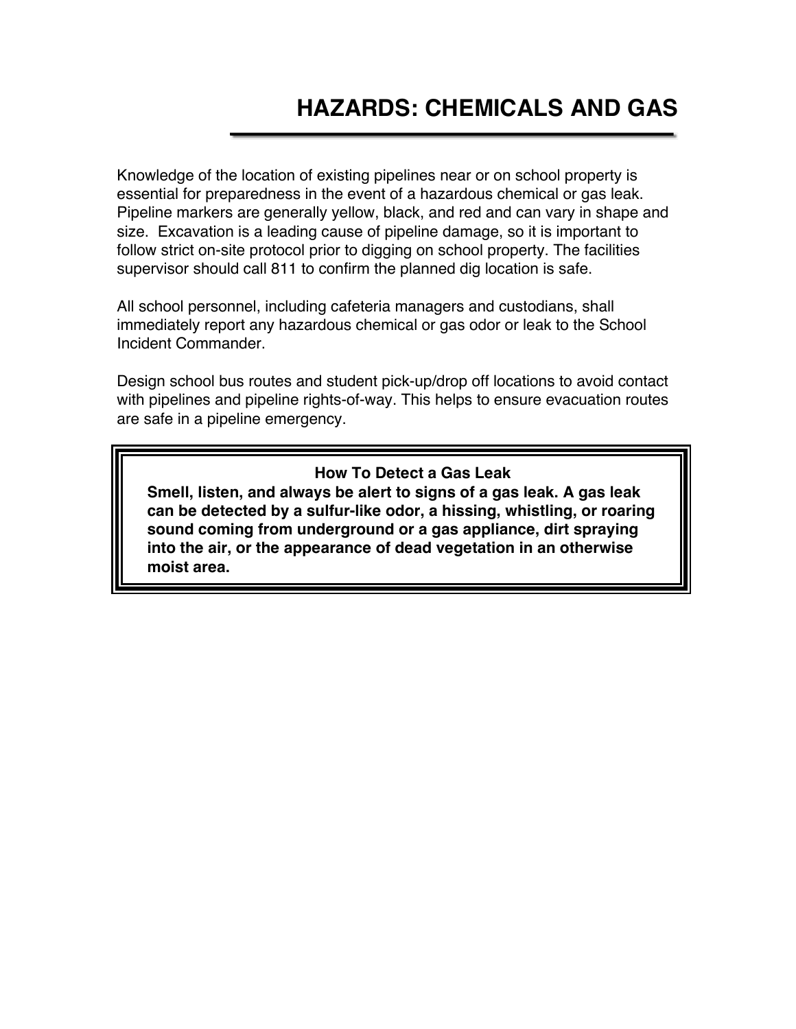# HAZARDS: CHEMICALS AND GAS

Knowledge of the location of existing pipelines near or on school property is essential for preparedness in the event of a hazardous chemical or gas leak. Pipeline markers are generally yellow, black, and red and can vary in shape and size. Excavation is a leading cause of pipeline damage, so it is important to follow strict on-site protocol prior to digging on school property. The facilities supervisor should call 811 to confirm the planned dig location is safe.

All school personnel, including cafeteria managers and custodians, shall immediately report any hazardous chemical or gas odor or leak to the School Incident Commander.

Design school bus routes and student pick-up/drop off locations to avoid contact with pipelines and pipeline rights-of-way. This helps to ensure evacuation routes are safe in a pipeline emergency.

**How To Detect a Gas Leak**

**Smell, listen, and always be alert to signs of a gas leak. A gas leak can be detected by a sulfur-like odor, a hissing, whistling, or roaring sound coming from underground or a gas appliance, dirt spraying into the air, or the appearance of dead vegetation in an otherwise moist area.**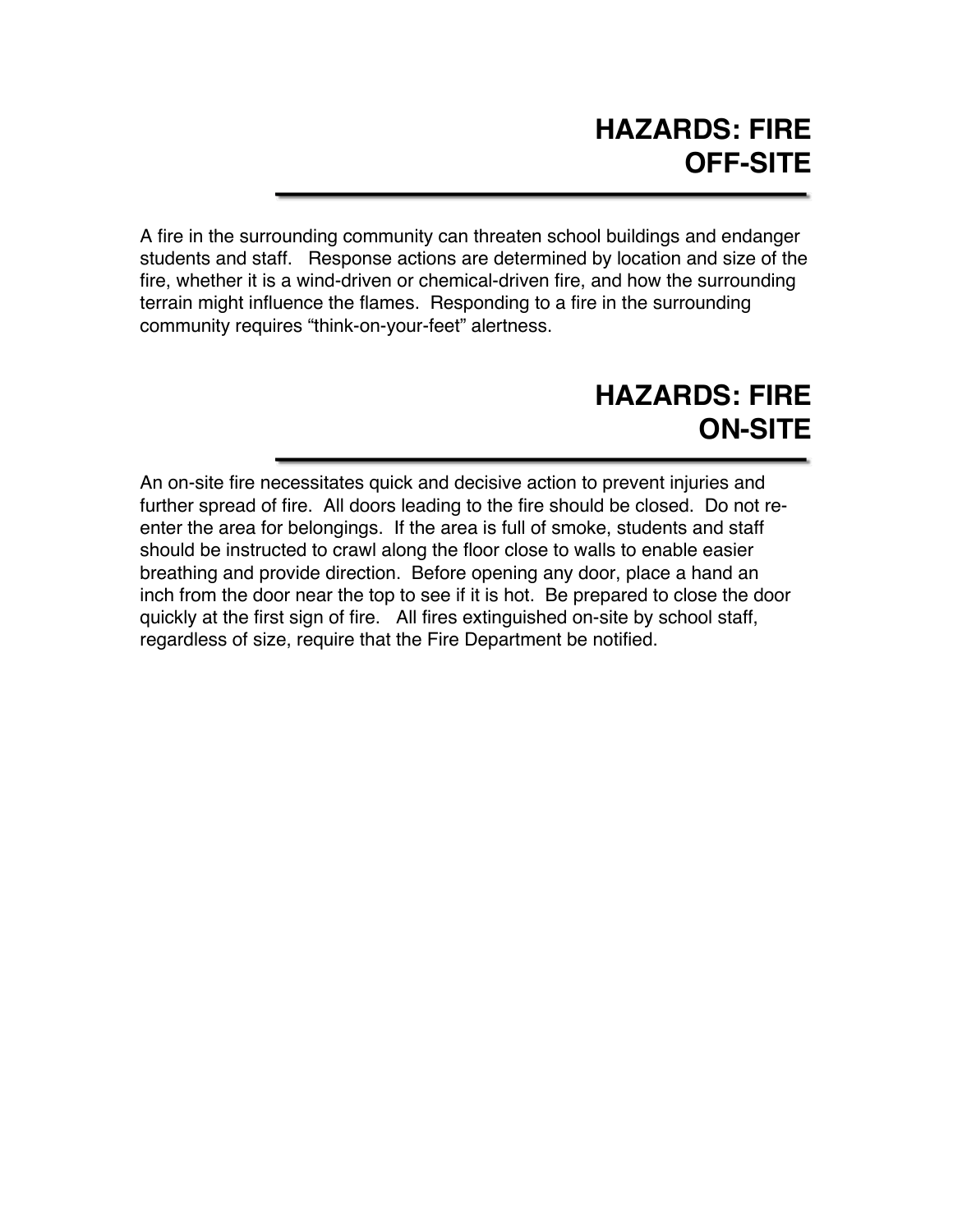# HAZARDS: FIRE OFF-SITE

A fire in the surrounding community can threaten school buildings and endanger students and staff. Response actions are determined by location and size of the fire, whether it is a wind-driven or chemical-driven fire, and how the surrounding terrain might influence the flames. Responding to a fire in the surrounding community requires "think-on-your-feet" alertness.

# HAZARDS: FIRE ON-SITE

An on-site fire necessitates quick and decisive action to prevent injuries and further spread of fire. All doors leading to the fire should be closed. Do not re-enter the area for belongings. If the area is full of smoke, students and staff should be instructed to crawl along the floor close to walls to enable easier breathing and provide direction. Before opening any door, place a hand an inch from the door near the top to see if it is hot. Be prepared to close the door quickly at the first sign of fire. All fires extinguished on-site by school staff, regardless of size, require that the Fire Department be notified.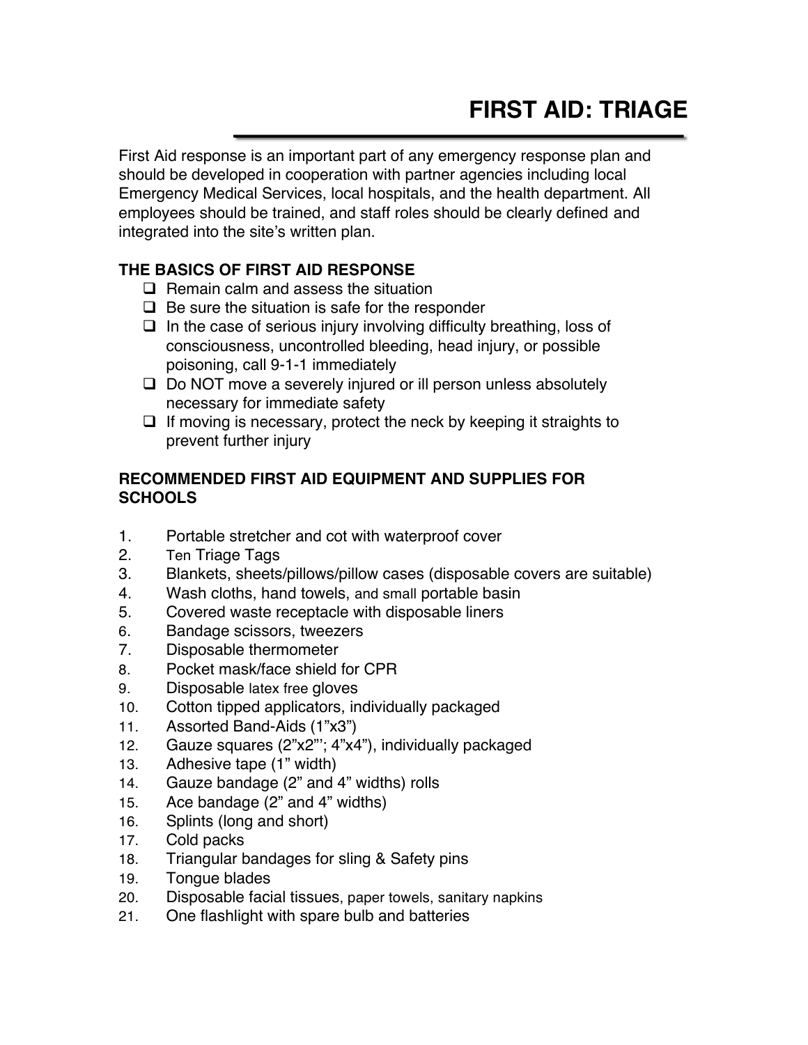# FIRST AID: TRIAGE

First Aid response is an important part of any emergency response plan and should be developed in cooperation with partner agencies including local Emergency Medical Services, local hospitals, and the health department. All employees should be trained, and staff roles should be clearly defined and integrated into the site's written plan.

## THE BASICS OF FIRST AID RESPONSE

- ❑ Remain calm and assess the situation
- ❑ Be sure the situation is safe for the responder
- ❑ In the case of serious injury involving difficulty breathing, loss of consciousness, uncontrolled bleeding, head injury, or possible poisoning, call 9-1-1 immediately
- ❑ Do NOT move a severely injured or ill person unless absolutely necessary for immediate safety
- ❑ If moving is necessary, protect the neck by keeping it straights to prevent further injury

## RECOMMENDED FIRST AID EQUIPMENT AND SUPPLIES FOR SCHOOLS

1. Portable stretcher and cot with waterproof cover
2. Ten Triage Tags
3. Blankets, sheets/pillows/pillow cases (disposable covers are suitable)
4. Wash cloths, hand towels, and small portable basin
5. Covered waste receptacle with disposable liners
6. Bandage scissors, tweezers
7. Disposable thermometer
8. Pocket mask/face shield for CPR
9. Disposable latex free gloves
10. Cotton tipped applicators, individually packaged
11. Assorted Band-Aids (1"x3")
12. Gauze squares (2"x2"'; 4"x4"), individually packaged
13. Adhesive tape (1" width)
14. Gauze bandage (2" and 4" widths) rolls
15. Ace bandage (2" and 4" widths)
16. Splints (long and short)
17. Cold packs
18. Triangular bandages for sling & Safety pins
19. Tongue blades
20. Disposable facial tissues, paper towels, sanitary napkins
21. One flashlight with spare bulb and batteries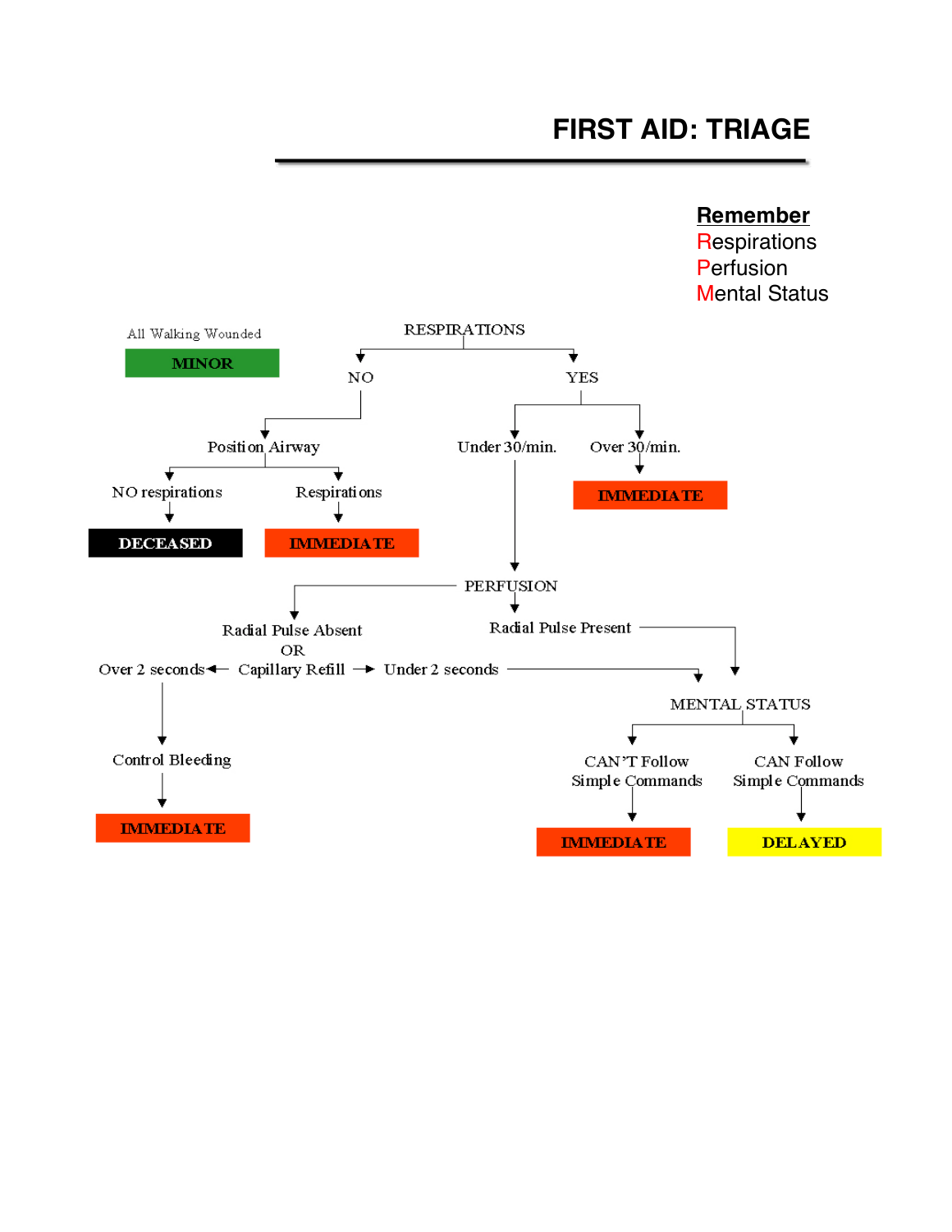# FIRST AID: TRIAGE

**Remember**
Respirations
Perfusion
Mental Status

All Walking Wounded → **MINOR**

RESPIRATIONS

- NO
  - Position Airway
    - NO respirations → **DECEASED**
    - Respirations → **IMMEDIATE**
- YES
  - Over 30/min. → **IMMEDIATE**
  - Under 30/min. → PERFUSION

PERFUSION

- Radial Pulse Absent OR Capillary Refill
  - Over 2 seconds → Control Bleeding → **IMMEDIATE**
  - Under 2 seconds → MENTAL STATUS
- Radial Pulse Present → MENTAL STATUS

MENTAL STATUS

- CAN'T Follow Simple Commands → **IMMEDIATE**
- CAN Follow Simple Commands → **DELAYED**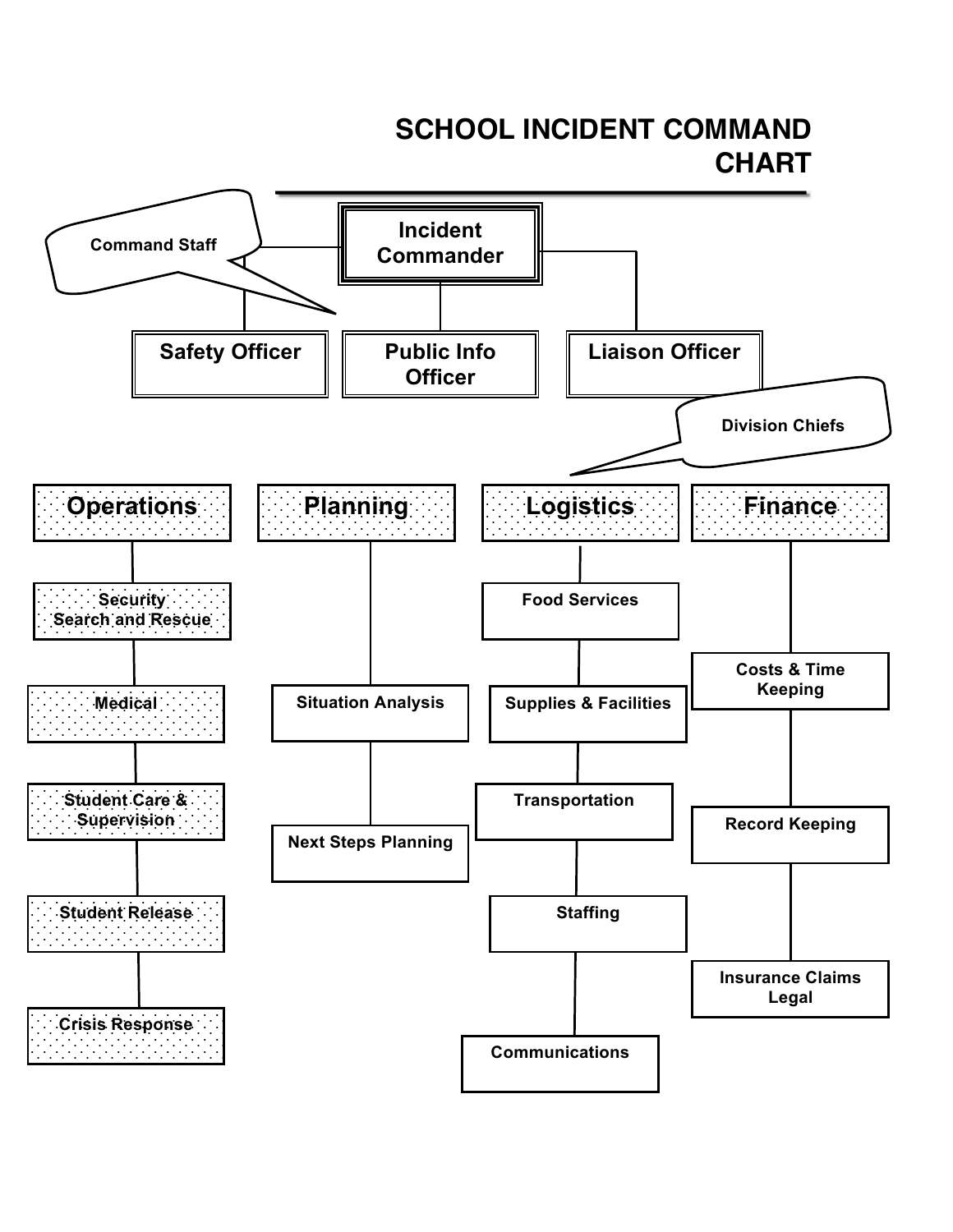# SCHOOL INCIDENT COMMAND CHART

**Command Staff**

**Incident Commander**

- **Safety Officer**
- **Public Info Officer**
- **Liaison Officer**

**Division Chiefs**

**Operations**
- Security Search and Rescue
- Medical
- Student Care & Supervision
- Student Release
- Crisis Response

**Planning**
- Situation Analysis
- Next Steps Planning

**Logistics**
- Food Services
- Supplies & Facilities
- Transportation
- Staffing
- Communications

**Finance**
- Costs & Time Keeping
- Record Keeping
- Insurance Claims Legal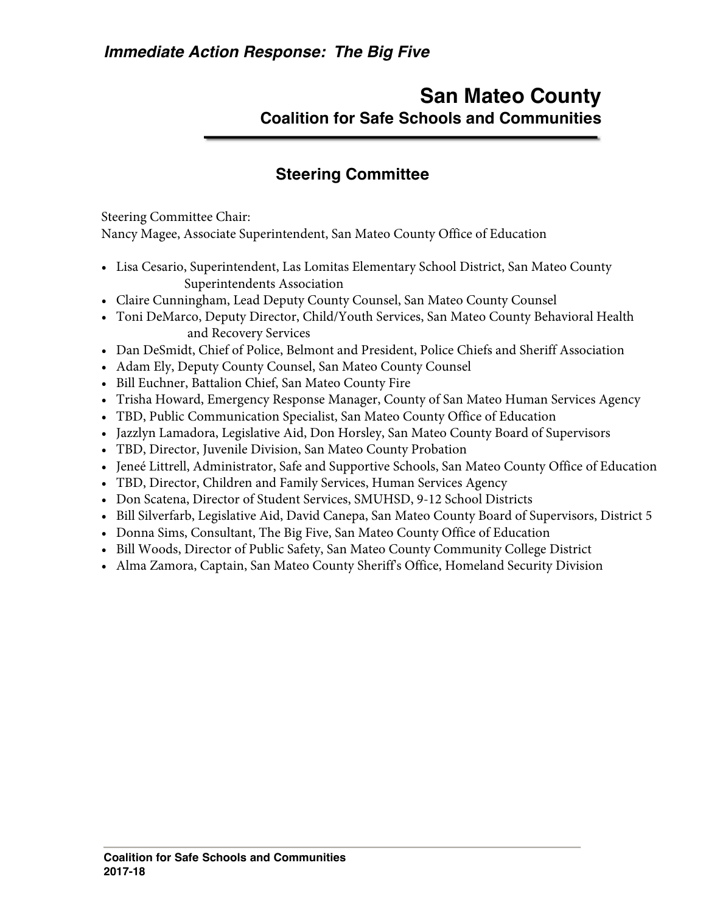# San Mateo County

## Coalition for Safe Schools and Communities

### Steering Committee

Steering Committee Chair:
Nancy Magee, Associate Superintendent, San Mateo County Office of Education

- Lisa Cesario, Superintendent, Las Lomitas Elementary School District, San Mateo County Superintendents Association
- Claire Cunningham, Lead Deputy County Counsel, San Mateo County Counsel
- Toni DeMarco, Deputy Director, Child/Youth Services, San Mateo County Behavioral Health and Recovery Services
- Dan DeSmidt, Chief of Police, Belmont and President, Police Chiefs and Sheriff Association
- Adam Ely, Deputy County Counsel, San Mateo County Counsel
- Bill Euchner, Battalion Chief, San Mateo County Fire
- Trisha Howard, Emergency Response Manager, County of San Mateo Human Services Agency
- TBD, Public Communication Specialist, San Mateo County Office of Education
- Jazzlyn Lamadora, Legislative Aid, Don Horsley, San Mateo County Board of Supervisors
- TBD, Director, Juvenile Division, San Mateo County Probation
- Jeneé Littrell, Administrator, Safe and Supportive Schools, San Mateo County Office of Education
- TBD, Director, Children and Family Services, Human Services Agency
- Don Scatena, Director of Student Services, SMUHSD, 9-12 School Districts
- Bill Silverfarb, Legislative Aid, David Canepa, San Mateo County Board of Supervisors, District 5
- Donna Sims, Consultant, The Big Five, San Mateo County Office of Education
- Bill Woods, Director of Public Safety, San Mateo County Community College District
- Alma Zamora, Captain, San Mateo County Sheriff's Office, Homeland Security Division